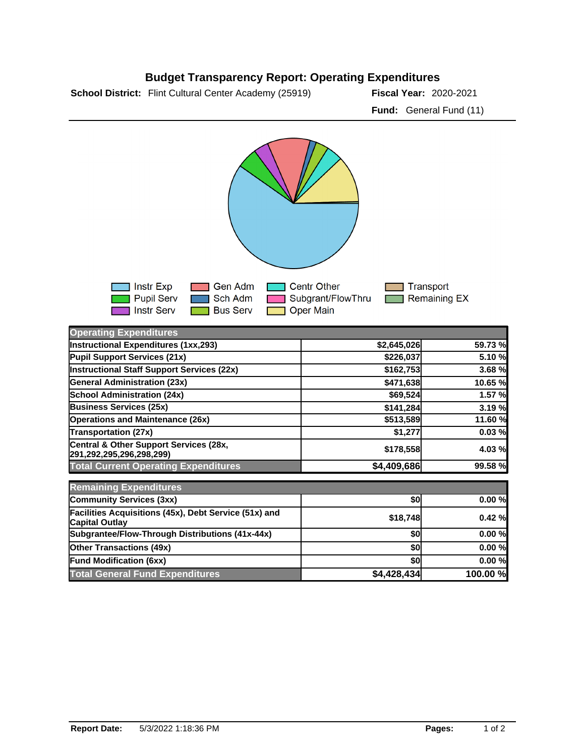# Budget Transparency Report: Operating Expenditures

**School District:** Flint Cultural Center Academy (25919) **Fiscal Year:** 2020-2021

**Fund:** General Fund (11)

Instr Exp | Pupil Serv | Instr Serv | Gen Adm | Sch Adm | Bus Serv | Centr Other | Subgrant/FlowThru | Oper Main | Transport | Remaining EX

| Operating Expenditures | | |
|---|---|---|
| Instructional Expenditures (1xx,293) | $2,645,026 | 59.73 % |
| Pupil Support Services (21x) | $226,037 | 5.10 % |
| Instructional Staff Support Services (22x) | $162,753 | 3.68 % |
| General Administration (23x) | $471,638 | 10.65 % |
| School Administration (24x) | $69,524 | 1.57 % |
| Business Services (25x) | $141,284 | 3.19 % |
| Operations and Maintenance (26x) | $513,589 | 11.60 % |
| Transportation (27x) | $1,277 | 0.03 % |
| Central & Other Support Services (28x, 291,292,295,296,298,299) | $178,558 | 4.03 % |
| Total Current Operating Expenditures | $4,409,686 | 99.58 % |

| Remaining Expenditures | | |
|---|---|---|
| Community Services (3xx) | $0 | 0.00 % |
| Facilities Acquisitions (45x), Debt Service (51x) and Capital Outlay | $18,748 | 0.42 % |
| Subgrantee/Flow-Through Distributions (41x-44x) | $0 | 0.00 % |
| Other Transactions (49x) | $0 | 0.00 % |
| Fund Modification (6xx) | $0 | 0.00 % |
| Total General Fund Expenditures | $4,428,434 | 100.00 % |

**Report Date:** 5/3/2022 1:18:36 PM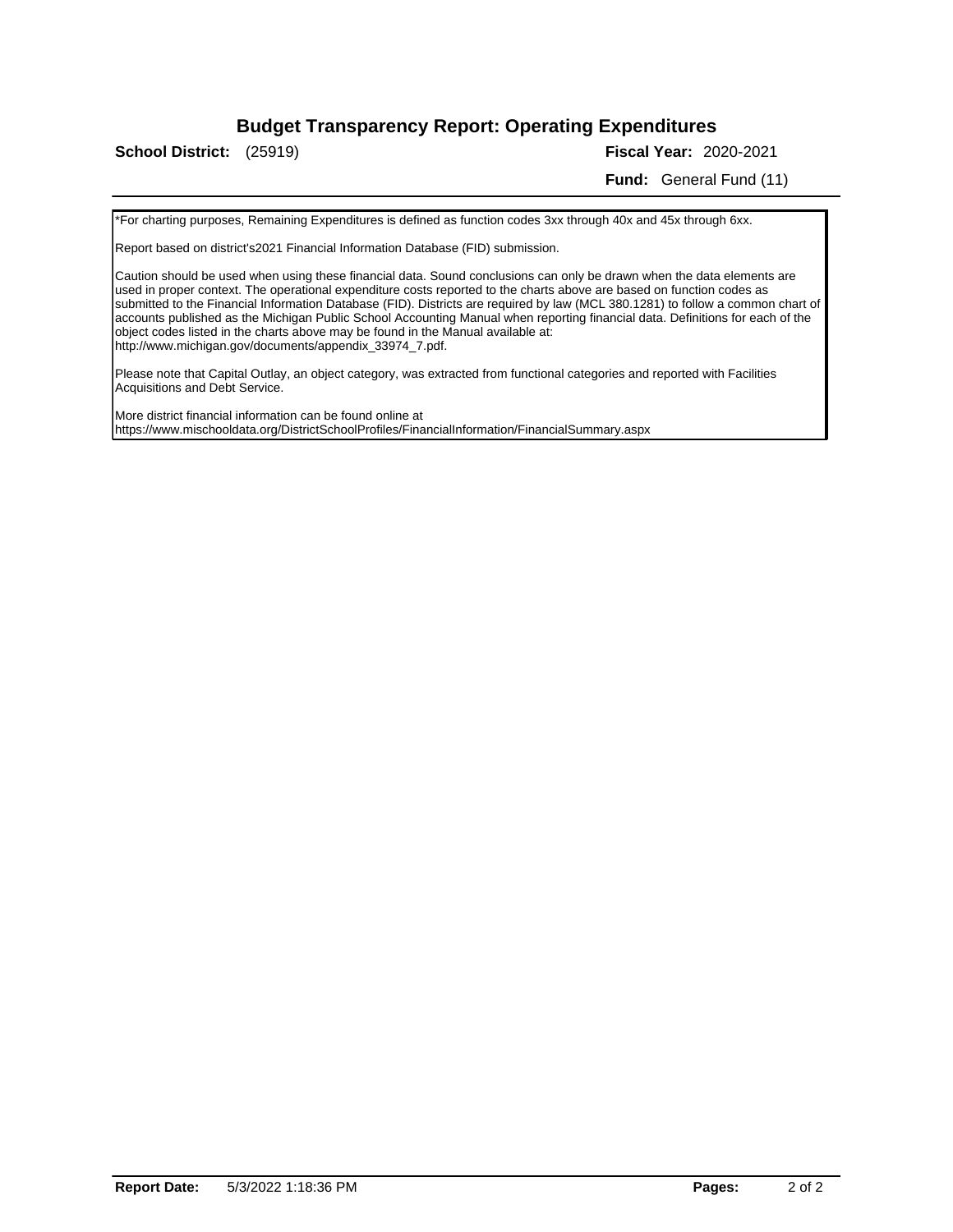## Budget Transparency Report: Operating Expenditures

**School District:** (25919)

**Fiscal Year:** 2020-2021

**Fund:** General Fund (11)

*For charting purposes, Remaining Expenditures is defined as function codes 3xx through 40x and 45x through 6xx.

Report based on district's2021 Financial Information Database (FID) submission.

Caution should be used when using these financial data. Sound conclusions can only be drawn when the data elements are used in proper context. The operational expenditure costs reported to the charts above are based on function codes as submitted to the Financial Information Database (FID). Districts are required by law (MCL 380.1281) to follow a common chart of accounts published as the Michigan Public School Accounting Manual when reporting financial data. Definitions for each of the object codes listed in the charts above may be found in the Manual available at: http://www.michigan.gov/documents/appendix_33974_7.pdf.

Please note that Capital Outlay, an object category, was extracted from functional categories and reported with Facilities Acquisitions and Debt Service.

More district financial information can be found online at https://www.mischooldata.org/DistrictSchoolProfiles/FinancialInformation/FinancialSummary.aspx

**Report Date:** 5/3/2022 1:18:36 PM